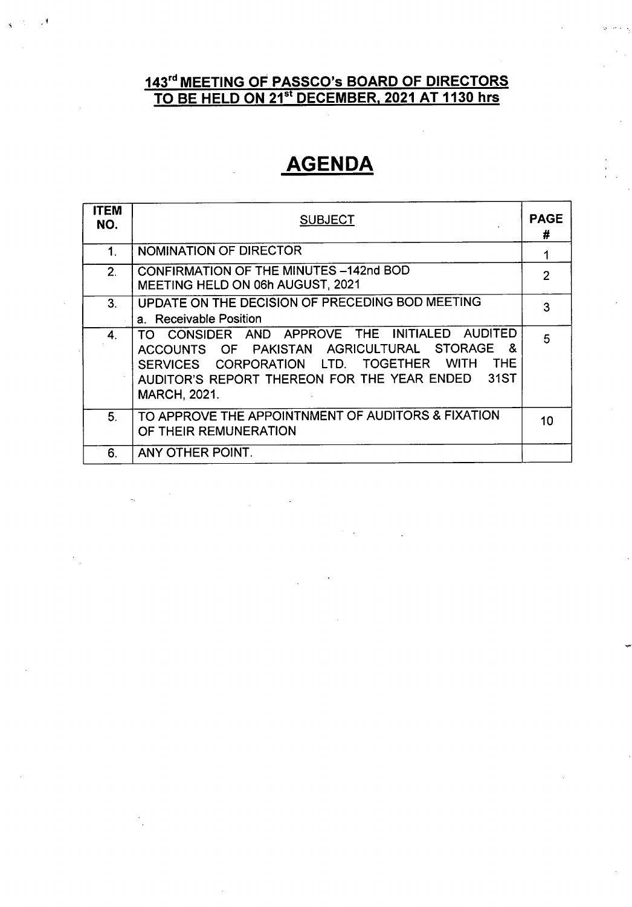## 143rd MEETING OF PASSCO's BOARD OF DIRECTORS TO BE HELD ON 21st DECEMBER, 2021 AT 1130 hrs

# AGENDA

| ITEM NO. | SUBJECT | PAGE # |
|---|---|---|
| 1. | NOMINATION OF DIRECTOR | 1 |
| 2. | CONFIRMATION OF THE MINUTES –142nd BOD MEETING HELD ON 06h AUGUST, 2021 | 2 |
| 3. | UPDATE ON THE DECISION OF PRECEDING BOD MEETING<br>a. Receivable Position | 3 |
| 4. | TO CONSIDER AND APPROVE THE INITIALED AUDITED ACCOUNTS OF PAKISTAN AGRICULTURAL STORAGE & SERVICES CORPORATION LTD. TOGETHER WITH THE AUDITOR'S REPORT THEREON FOR THE YEAR ENDED 31ST MARCH, 2021. | 5 |
| 5. | TO APPROVE THE APPOINTNMENT OF AUDITORS & FIXATION OF THEIR REMUNERATION | 10 |
| 6. | ANY OTHER POINT. | |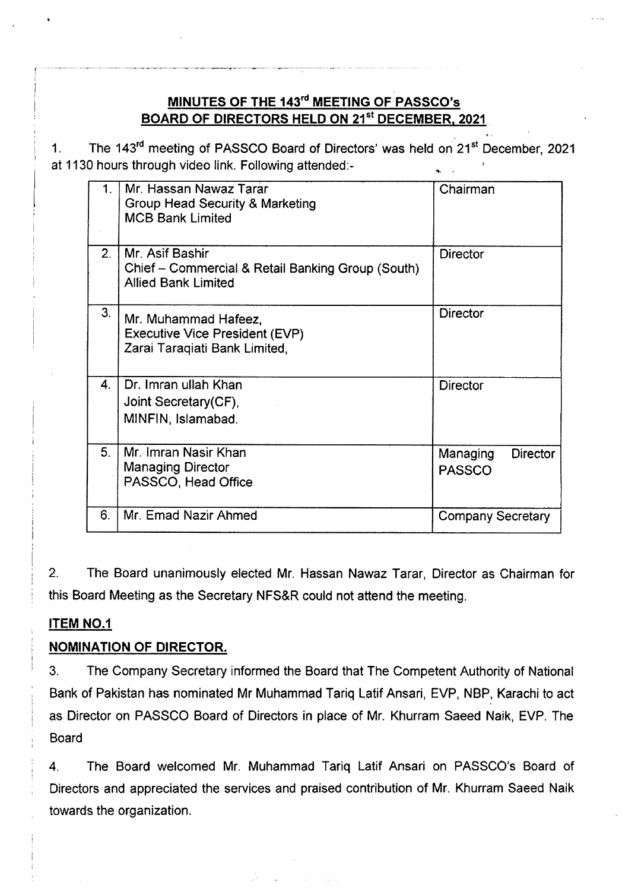## MINUTES OF THE 143rd MEETING OF PASSCO's BOARD OF DIRECTORS HELD ON 21st DECEMBER, 2021

1. The 143rd meeting of PASSCO Board of Directors' was held on 21st December, 2021 at 1130 hours through video link. Following attended:-

| | | |
|---|---|---|
| 1. | Mr. Hassan Nawaz Tarar<br>Group Head Security & Marketing<br>MCB Bank Limited | Chairman |
| 2. | Mr. Asif Bashir<br>Chief – Commercial & Retail Banking Group (South)<br>Allied Bank Limited | Director |
| 3. | Mr. Muhammad Hafeez,<br>Executive Vice President (EVP)<br>Zarai Taraqiati Bank Limited, | Director |
| 4. | Dr. Imran ullah Khan<br>Joint Secretary(CF),<br>MINFIN, Islamabad. | Director |
| 5. | Mr. Imran Nasir Khan<br>Managing Director<br>PASSCO, Head Office | Managing Director PASSCO |
| 6. | Mr. Emad Nazir Ahmed | Company Secretary |

2. The Board unanimously elected Mr. Hassan Nawaz Tarar, Director as Chairman for this Board Meeting as the Secretary NFS&R could not attend the meeting.

### ITEM NO.1

### NOMINATION OF DIRECTOR.

3. The Company Secretary informed the Board that The Competent Authority of National Bank of Pakistan has nominated Mr Muhammad Tariq Latif Ansari, EVP, NBP, Karachi to act as Director on PASSCO Board of Directors in place of Mr. Khurram Saeed Naik, EVP. The Board

4. The Board welcomed Mr. Muhammad Tariq Latif Ansari on PASSCO's Board of Directors and appreciated the services and praised contribution of Mr. Khurram Saeed Naik towards the organization.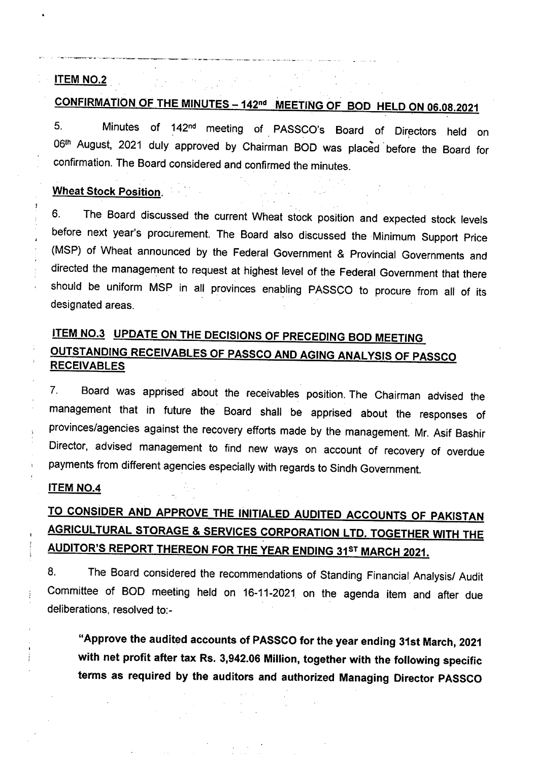## ITEM NO.2

## CONFIRMATION OF THE MINUTES – 142nd MEETING OF BOD HELD ON 06.08.2021

5. Minutes of 142nd meeting of PASSCO's Board of Directors held on 06th August, 2021 duly approved by Chairman BOD was placed before the Board for confirmation. The Board considered and confirmed the minutes.

### Wheat Stock Position.

6. The Board discussed the current Wheat stock position and expected stock levels before next year's procurement. The Board also discussed the Minimum Support Price (MSP) of Wheat announced by the Federal Government & Provincial Governments and directed the management to request at highest level of the Federal Government that there should be uniform MSP in all provinces enabling PASSCO to procure from all of its designated areas.

## ITEM NO.3 UPDATE ON THE DECISIONS OF PRECEDING BOD MEETING OUTSTANDING RECEIVABLES OF PASSCO AND AGING ANALYSIS OF PASSCO RECEIVABLES

7. Board was apprised about the receivables position. The Chairman advised the management that in future the Board shall be apprised about the responses of provinces/agencies against the recovery efforts made by the management. Mr. Asif Bashir Director, advised management to find new ways on account of recovery of overdue payments from different agencies especially with regards to Sindh Government.

## ITEM NO.4

## TO CONSIDER AND APPROVE THE INITIALED AUDITED ACCOUNTS OF PAKISTAN AGRICULTURAL STORAGE & SERVICES CORPORATION LTD. TOGETHER WITH THE AUDITOR'S REPORT THEREON FOR THE YEAR ENDING 31ST MARCH 2021.

8. The Board considered the recommendations of Standing Financial Analysis/ Audit Committee of BOD meeting held on 16-11-2021 on the agenda item and after due deliberations, resolved to:-

**"Approve the audited accounts of PASSCO for the year ending 31st March, 2021 with net profit after tax Rs. 3,942.06 Million, together with the following specific terms as required by the auditors and authorized Managing Director PASSCO**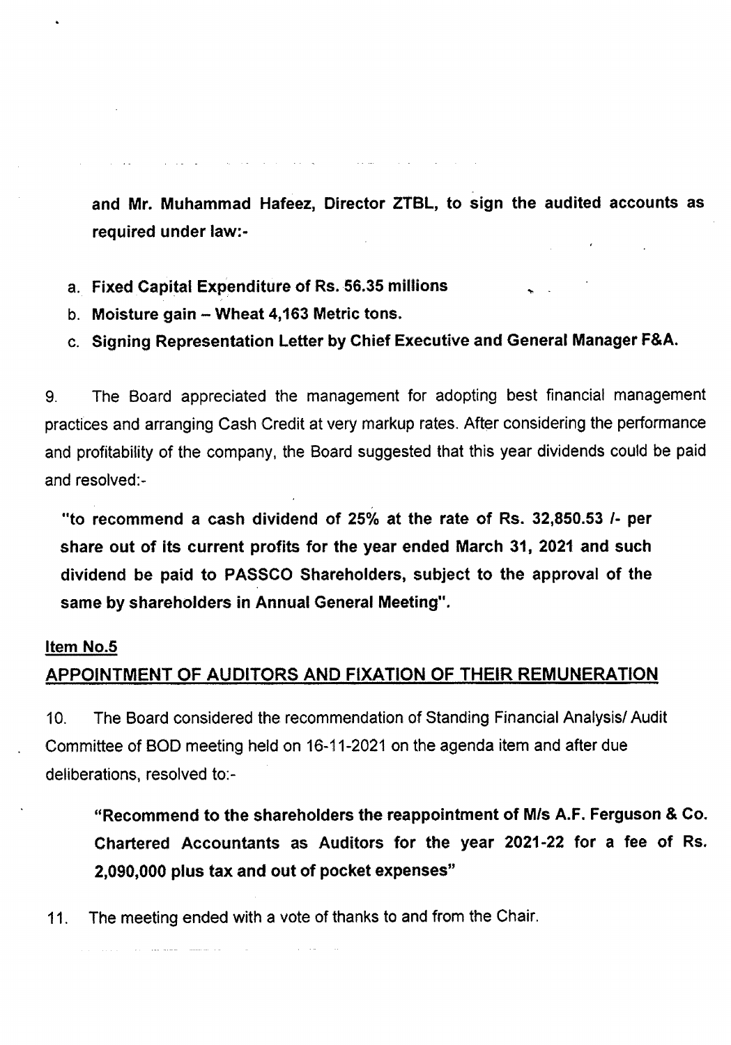**and Mr. Muhammad Hafeez, Director ZTBL, to sign the audited accounts as required under law:-**

a. **Fixed Capital Expenditure of Rs. 56.35 millions**
b. **Moisture gain – Wheat 4,163 Metric tons.**
c. **Signing Representation Letter by Chief Executive and General Manager F&A.**

9. The Board appreciated the management for adopting best financial management practices and arranging Cash Credit at very markup rates. After considering the performance and profitability of the company, the Board suggested that this year dividends could be paid and resolved:-

**"to recommend a cash dividend of 25% at the rate of Rs. 32,850.53 /- per share out of its current profits for the year ended March 31, 2021 and such dividend be paid to PASSCO Shareholders, subject to the approval of the same by shareholders in Annual General Meeting".**

## Item No.5

## APPOINTMENT OF AUDITORS AND FIXATION OF THEIR REMUNERATION

10. The Board considered the recommendation of Standing Financial Analysis/ Audit Committee of BOD meeting held on 16-11-2021 on the agenda item and after due deliberations, resolved to:-

**"Recommend to the shareholders the reappointment of M/s A.F. Ferguson & Co. Chartered Accountants as Auditors for the year 2021-22 for a fee of Rs. 2,090,000 plus tax and out of pocket expenses"**

11. The meeting ended with a vote of thanks to and from the Chair.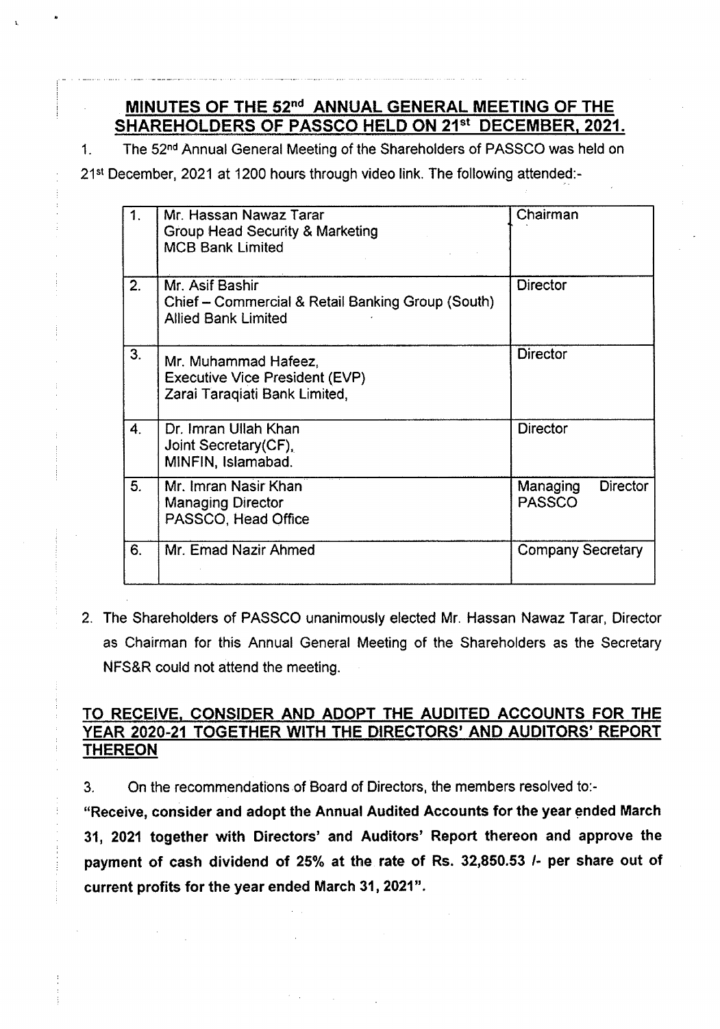## MINUTES OF THE 52nd ANNUAL GENERAL MEETING OF THE SHAREHOLDERS OF PASSCO HELD ON 21st DECEMBER, 2021.

1. The 52nd Annual General Meeting of the Shareholders of PASSCO was held on 21st December, 2021 at 1200 hours through video link. The following attended:-

| | | |
|---|---|---|
| 1. | Mr. Hassan Nawaz Tarar<br>Group Head Security & Marketing<br>MCB Bank Limited | Chairman |
| 2. | Mr. Asif Bashir<br>Chief – Commercial & Retail Banking Group (South)<br>Allied Bank Limited | Director |
| 3. | Mr. Muhammad Hafeez,<br>Executive Vice President (EVP)<br>Zarai Taraqiati Bank Limited, | Director |
| 4. | Dr. Imran Ullah Khan<br>Joint Secretary(CF),<br>MINFIN, Islamabad. | Director |
| 5. | Mr. Imran Nasir Khan<br>Managing Director<br>PASSCO, Head Office | Managing Director PASSCO |
| 6. | Mr. Emad Nazir Ahmed | Company Secretary |

2. The Shareholders of PASSCO unanimously elected Mr. Hassan Nawaz Tarar, Director as Chairman for this Annual General Meeting of the Shareholders as the Secretary NFS&R could not attend the meeting.

## TO RECEIVE, CONSIDER AND ADOPT THE AUDITED ACCOUNTS FOR THE YEAR 2020-21 TOGETHER WITH THE DIRECTORS' AND AUDITORS' REPORT THEREON

3. On the recommendations of Board of Directors, the members resolved to:-

**"Receive, consider and adopt the Annual Audited Accounts for the year ended March 31, 2021 together with Directors' and Auditors' Report thereon and approve the payment of cash dividend of 25% at the rate of Rs. 32,850.53 /- per share out of current profits for the year ended March 31, 2021".**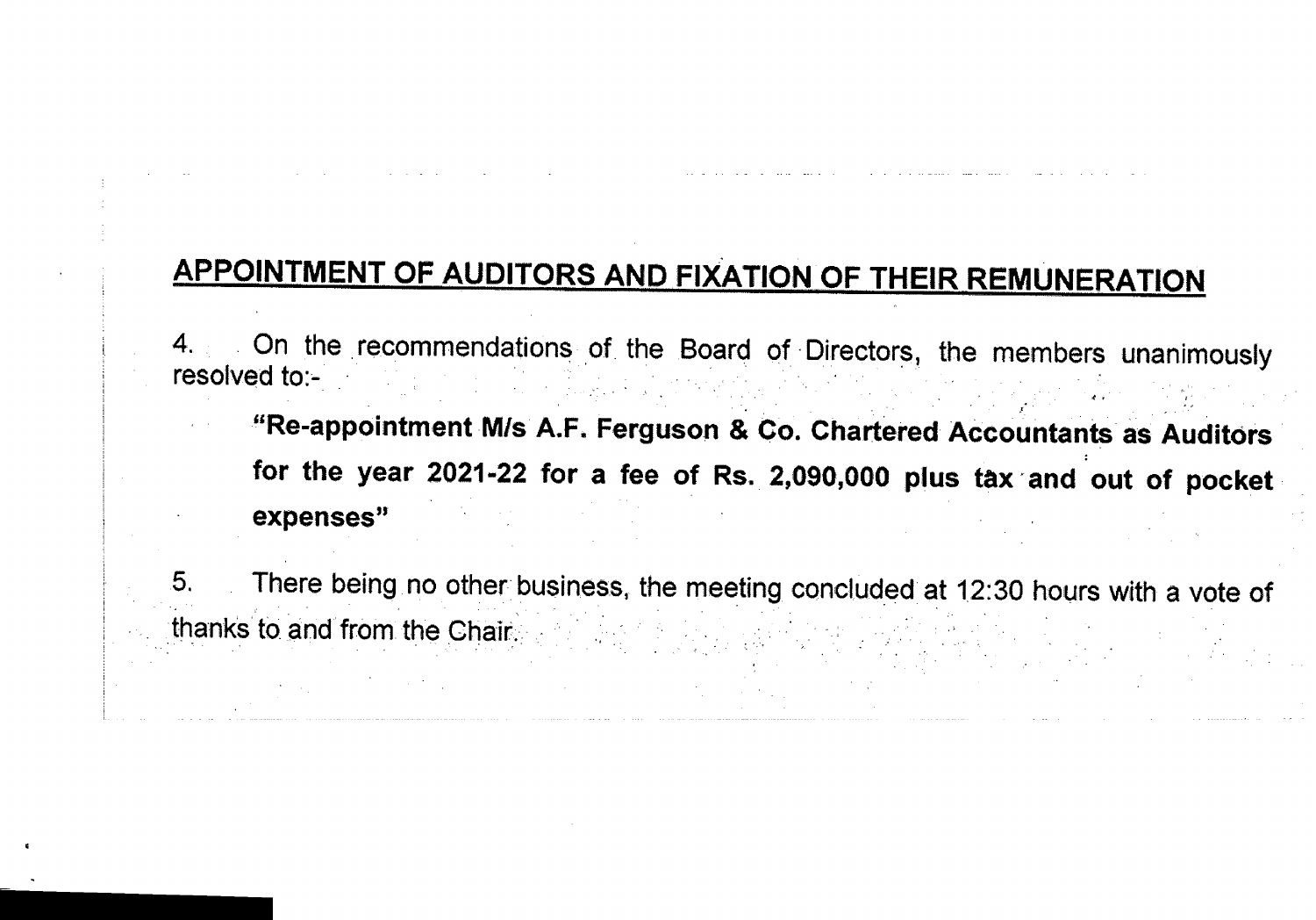## APPOINTMENT OF AUDITORS AND FIXATION OF THEIR REMUNERATION

4. On the recommendations of the Board of Directors, the members unanimously resolved to:-

> **"Re-appointment M/s A.F. Ferguson & Co. Chartered Accountants as Auditors for the year 2021-22 for a fee of Rs. 2,090,000 plus tax and out of pocket expenses"**

5. There being no other business, the meeting concluded at 12:30 hours with a vote of thanks to and from the Chair.